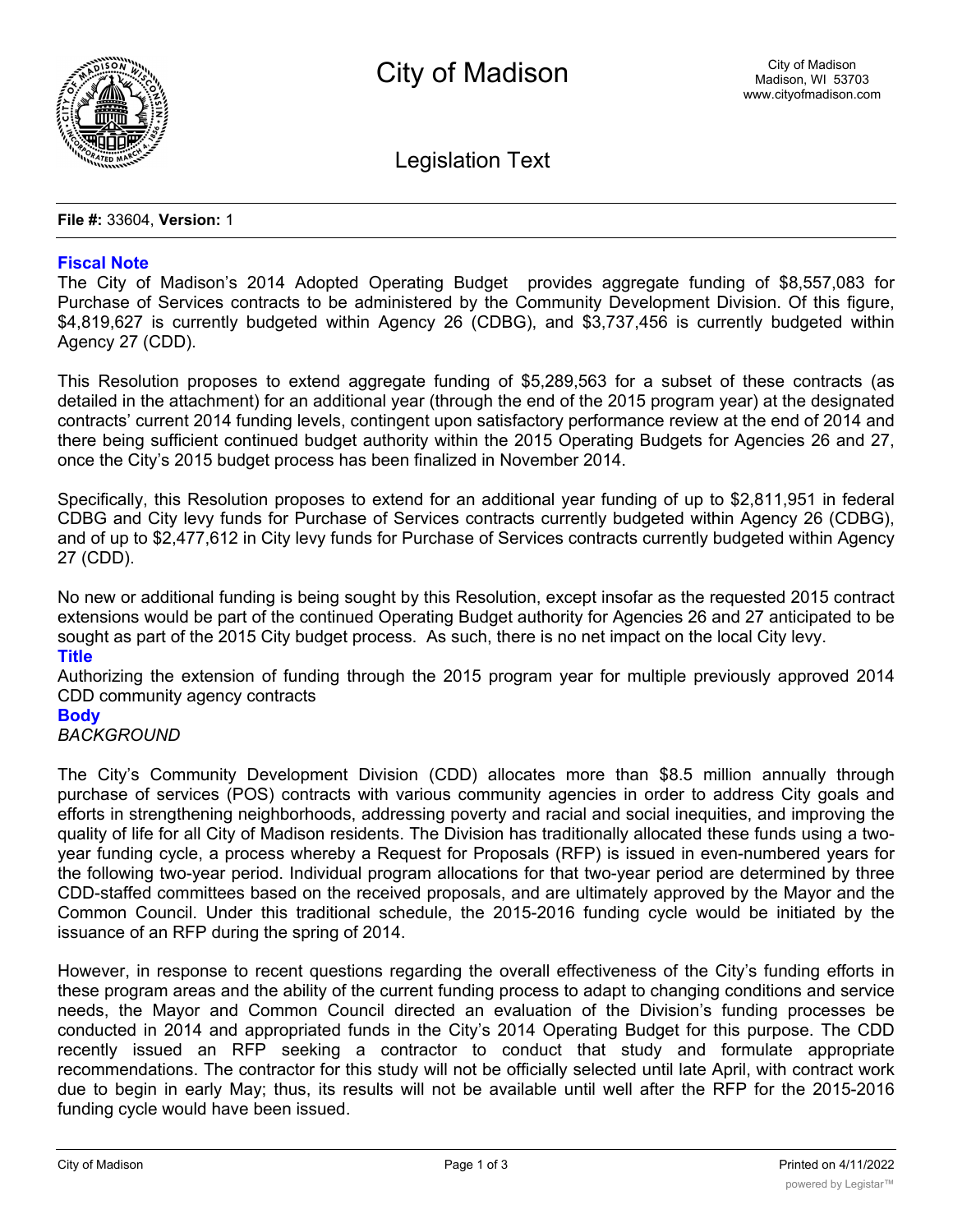# City of Madison

City of Madison
Madison, WI 53703
www.cityofmadison.com

## Legislation Text

**File #:** 33604, **Version:** 1

### Fiscal Note

The City of Madison's 2014 Adopted Operating Budget provides aggregate funding of $8,557,083 for Purchase of Services contracts to be administered by the Community Development Division. Of this figure, $4,819,627 is currently budgeted within Agency 26 (CDBG), and $3,737,456 is currently budgeted within Agency 27 (CDD).

This Resolution proposes to extend aggregate funding of $5,289,563 for a subset of these contracts (as detailed in the attachment) for an additional year (through the end of the 2015 program year) at the designated contracts' current 2014 funding levels, contingent upon satisfactory performance review at the end of 2014 and there being sufficient continued budget authority within the 2015 Operating Budgets for Agencies 26 and 27, once the City's 2015 budget process has been finalized in November 2014.

Specifically, this Resolution proposes to extend for an additional year funding of up to $2,811,951 in federal CDBG and City levy funds for Purchase of Services contracts currently budgeted within Agency 26 (CDBG), and of up to $2,477,612 in City levy funds for Purchase of Services contracts currently budgeted within Agency 27 (CDD).

No new or additional funding is being sought by this Resolution, except insofar as the requested 2015 contract extensions would be part of the continued Operating Budget authority for Agencies 26 and 27 anticipated to be sought as part of the 2015 City budget process. As such, there is no net impact on the local City levy.

### Title

Authorizing the extension of funding through the 2015 program year for multiple previously approved 2014 CDD community agency contracts

### Body

*BACKGROUND*

The City's Community Development Division (CDD) allocates more than $8.5 million annually through purchase of services (POS) contracts with various community agencies in order to address City goals and efforts in strengthening neighborhoods, addressing poverty and racial and social inequities, and improving the quality of life for all City of Madison residents. The Division has traditionally allocated these funds using a two-year funding cycle, a process whereby a Request for Proposals (RFP) is issued in even-numbered years for the following two-year period. Individual program allocations for that two-year period are determined by three CDD-staffed committees based on the received proposals, and are ultimately approved by the Mayor and the Common Council. Under this traditional schedule, the 2015-2016 funding cycle would be initiated by the issuance of an RFP during the spring of 2014.

However, in response to recent questions regarding the overall effectiveness of the City's funding efforts in these program areas and the ability of the current funding process to adapt to changing conditions and service needs, the Mayor and Common Council directed an evaluation of the Division's funding processes be conducted in 2014 and appropriated funds in the City's 2014 Operating Budget for this purpose. The CDD recently issued an RFP seeking a contractor to conduct that study and formulate appropriate recommendations. The contractor for this study will not be officially selected until late April, with contract work due to begin in early May; thus, its results will not be available until well after the RFP for the 2015-2016 funding cycle would have been issued.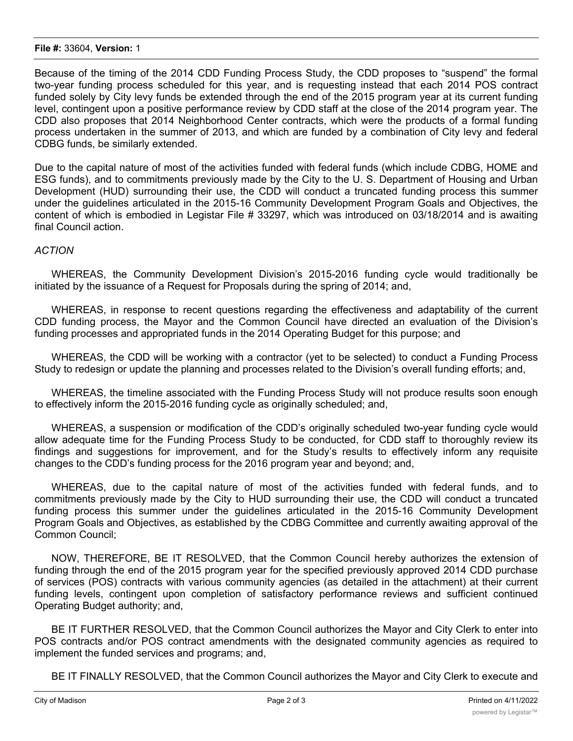Because of the timing of the 2014 CDD Funding Process Study, the CDD proposes to "suspend" the formal two-year funding process scheduled for this year, and is requesting instead that each 2014 POS contract funded solely by City levy funds be extended through the end of the 2015 program year at its current funding level, contingent upon a positive performance review by CDD staff at the close of the 2014 program year. The CDD also proposes that 2014 Neighborhood Center contracts, which were the products of a formal funding process undertaken in the summer of 2013, and which are funded by a combination of City levy and federal CDBG funds, be similarly extended.

Due to the capital nature of most of the activities funded with federal funds (which include CDBG, HOME and ESG funds), and to commitments previously made by the City to the U. S. Department of Housing and Urban Development (HUD) surrounding their use, the CDD will conduct a truncated funding process this summer under the guidelines articulated in the 2015-16 Community Development Program Goals and Objectives, the content of which is embodied in Legistar File # 33297, which was introduced on 03/18/2014 and is awaiting final Council action.

*ACTION*

WHEREAS, the Community Development Division's 2015-2016 funding cycle would traditionally be initiated by the issuance of a Request for Proposals during the spring of 2014; and,

WHEREAS, in response to recent questions regarding the effectiveness and adaptability of the current CDD funding process, the Mayor and the Common Council have directed an evaluation of the Division's funding processes and appropriated funds in the 2014 Operating Budget for this purpose; and

WHEREAS, the CDD will be working with a contractor (yet to be selected) to conduct a Funding Process Study to redesign or update the planning and processes related to the Division's overall funding efforts; and,

WHEREAS, the timeline associated with the Funding Process Study will not produce results soon enough to effectively inform the 2015-2016 funding cycle as originally scheduled; and,

WHEREAS, a suspension or modification of the CDD's originally scheduled two-year funding cycle would allow adequate time for the Funding Process Study to be conducted, for CDD staff to thoroughly review its findings and suggestions for improvement, and for the Study's results to effectively inform any requisite changes to the CDD's funding process for the 2016 program year and beyond; and,

WHEREAS, due to the capital nature of most of the activities funded with federal funds, and to commitments previously made by the City to HUD surrounding their use, the CDD will conduct a truncated funding process this summer under the guidelines articulated in the 2015-16 Community Development Program Goals and Objectives, as established by the CDBG Committee and currently awaiting approval of the Common Council;

NOW, THEREFORE, BE IT RESOLVED, that the Common Council hereby authorizes the extension of funding through the end of the 2015 program year for the specified previously approved 2014 CDD purchase of services (POS) contracts with various community agencies (as detailed in the attachment) at their current funding levels, contingent upon completion of satisfactory performance reviews and sufficient continued Operating Budget authority; and,

BE IT FURTHER RESOLVED, that the Common Council authorizes the Mayor and City Clerk to enter into POS contracts and/or POS contract amendments with the designated community agencies as required to implement the funded services and programs; and,

BE IT FINALLY RESOLVED, that the Common Council authorizes the Mayor and City Clerk to execute and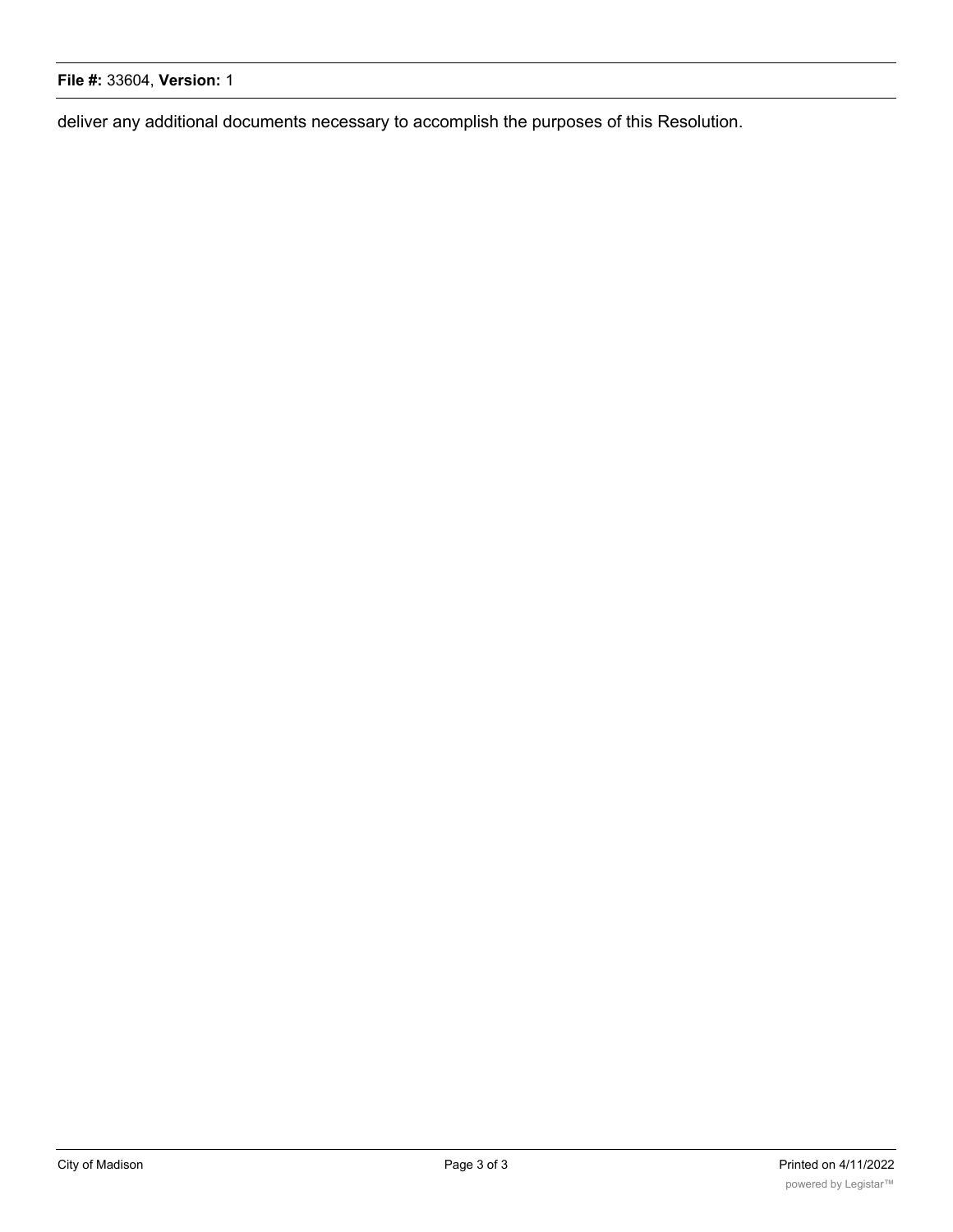deliver any additional documents necessary to accomplish the purposes of this Resolution.